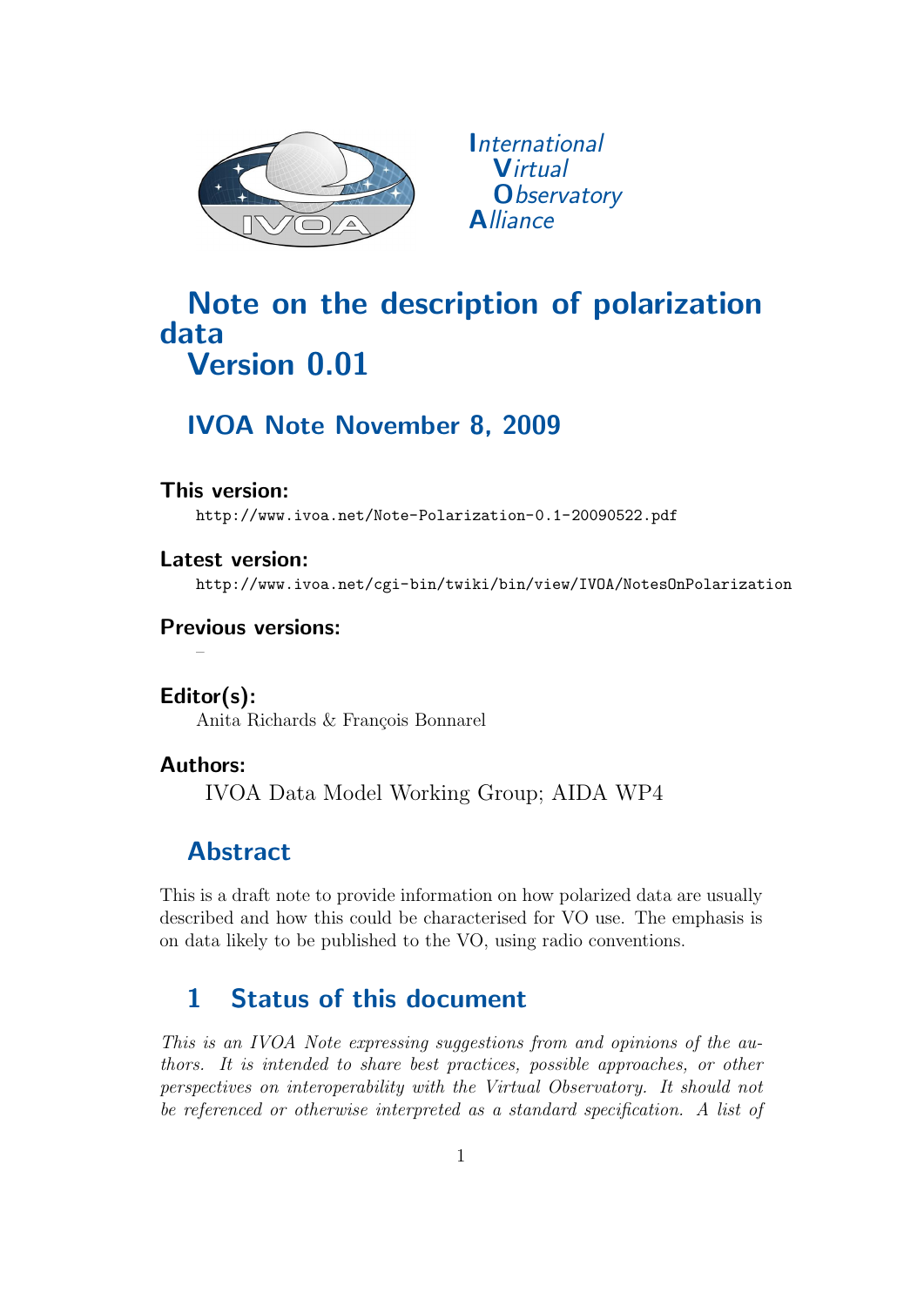International
Virtual
Observatory
Alliance

# Note on the description of polarization data Version 0.01

## IVOA Note November 8, 2009

**This version:**

http://www.ivoa.net/Note-Polarization-0.1-20090522.pdf

**Latest version:**

http://www.ivoa.net/cgi-bin/twiki/bin/view/IVOA/NotesOnPolarization

**Previous versions:**

–

**Editor(s):**

Anita Richards & François Bonnarel

**Authors:**

IVOA Data Model Working Group; AIDA WP4

## Abstract

This is a draft note to provide information on how polarized data are usually described and how this could be characterised for VO use. The emphasis is on data likely to be published to the VO, using radio conventions.

## 1 Status of this document

*This is an IVOA Note expressing suggestions from and opinions of the authors. It is intended to share best practices, possible approaches, or other perspectives on interoperability with the Virtual Observatory. It should not be referenced or otherwise interpreted as a standard specification. A list of*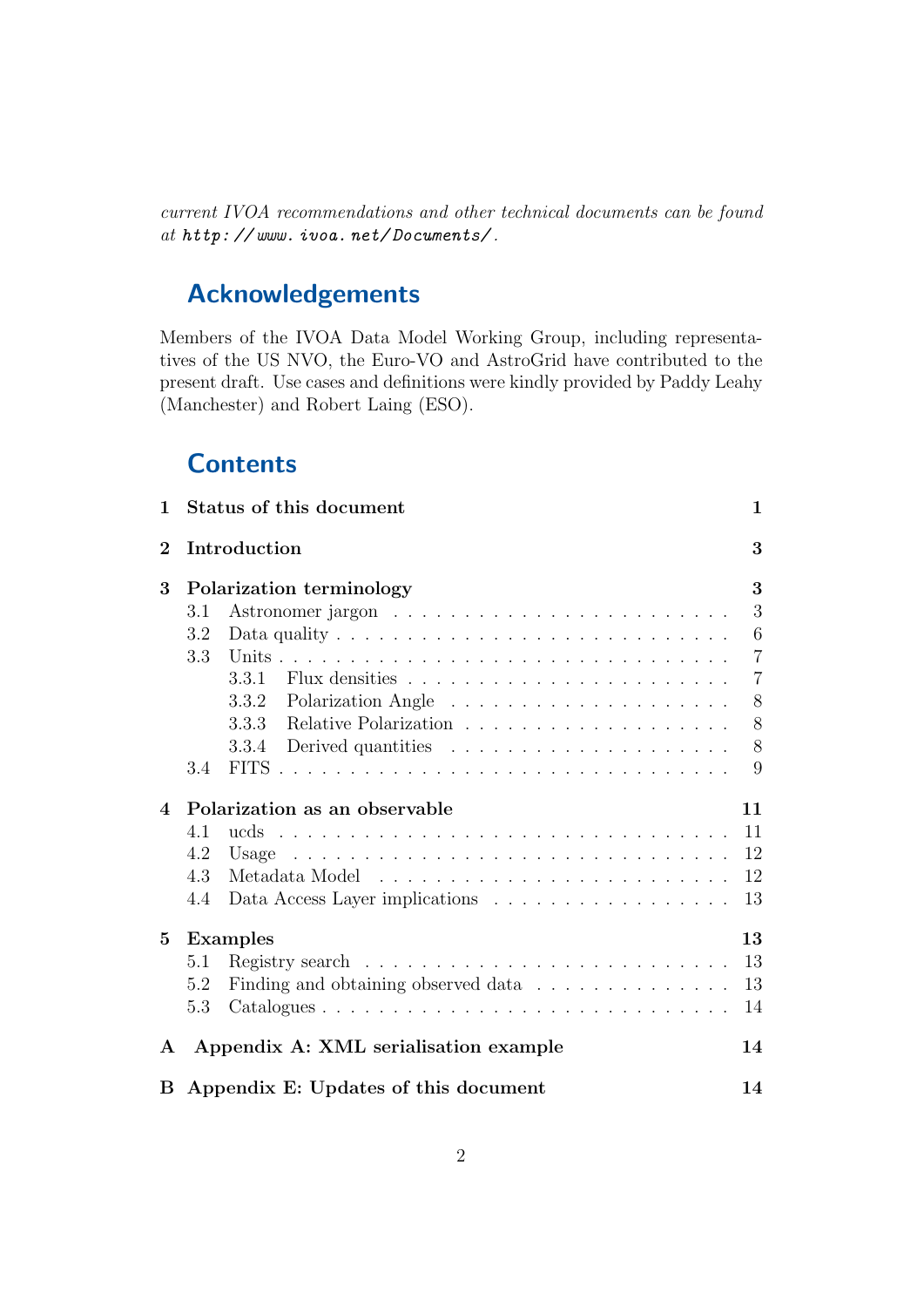*current IVOA recommendations and other technical documents can be found at http://www.ivoa.net/Documents/.*

## Acknowledgements

Members of the IVOA Data Model Working Group, including representatives of the US NVO, the Euro-VO and AstroGrid have contributed to the present draft. Use cases and definitions were kindly provided by Paddy Leahy (Manchester) and Robert Laing (ESO).

## Contents

- **1 Status of this document** — 1
- **2 Introduction** — 3
- **3 Polarization terminology** — 3
  - 3.1 Astronomer jargon — 3
  - 3.2 Data quality — 6
  - 3.3 Units — 7
    - 3.3.1 Flux densities — 7
    - 3.3.2 Polarization Angle — 8
    - 3.3.3 Relative Polarization — 8
    - 3.3.4 Derived quantities — 8
  - 3.4 FITS — 9
- **4 Polarization as an observable** — 11
  - 4.1 ucds — 11
  - 4.2 Usage — 12
  - 4.3 Metadata Model — 12
  - 4.4 Data Access Layer implications — 13
- **5 Examples** — 13
  - 5.1 Registry search — 13
  - 5.2 Finding and obtaining observed data — 13
  - 5.3 Catalogues — 14
- **A Appendix A: XML serialisation example** — 14
- **B Appendix E: Updates of this document** — 14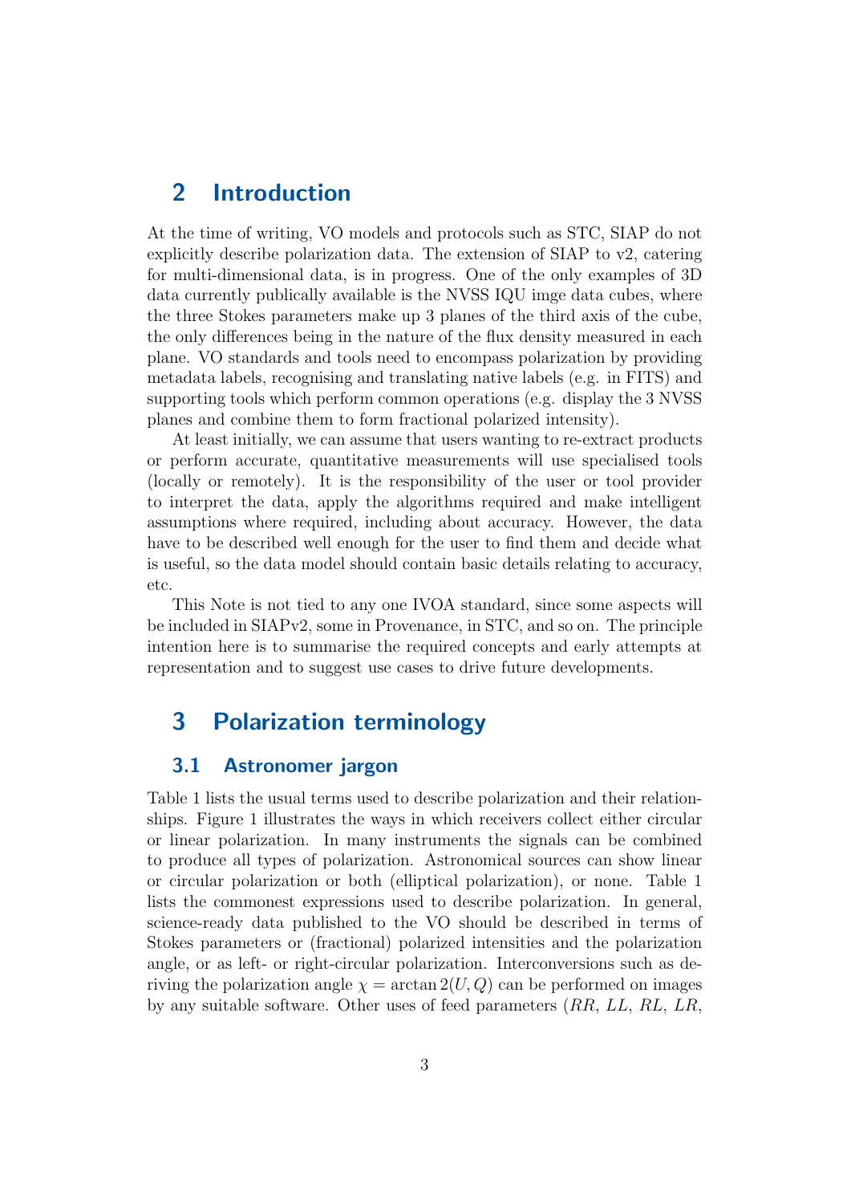# 2 Introduction

At the time of writing, VO models and protocols such as STC, SIAP do not explicitly describe polarization data. The extension of SIAP to v2, catering for multi-dimensional data, is in progress. One of the only examples of 3D data currently publically available is the NVSS IQU imge data cubes, where the three Stokes parameters make up 3 planes of the third axis of the cube, the only differences being in the nature of the flux density measured in each plane. VO standards and tools need to encompass polarization by providing metadata labels, recognising and translating native labels (e.g. in FITS) and supporting tools which perform common operations (e.g. display the 3 NVSS planes and combine them to form fractional polarized intensity).

At least initially, we can assume that users wanting to re-extract products or perform accurate, quantitative measurements will use specialised tools (locally or remotely). It is the responsibility of the user or tool provider to interpret the data, apply the algorithms required and make intelligent assumptions where required, including about accuracy. However, the data have to be described well enough for the user to find them and decide what is useful, so the data model should contain basic details relating to accuracy, etc.

This Note is not tied to any one IVOA standard, since some aspects will be included in SIAPv2, some in Provenance, in STC, and so on. The principle intention here is to summarise the required concepts and early attempts at representation and to suggest use cases to drive future developments.

# 3 Polarization terminology

## 3.1 Astronomer jargon

Table 1 lists the usual terms used to describe polarization and their relationships. Figure 1 illustrates the ways in which receivers collect either circular or linear polarization. In many instruments the signals can be combined to produce all types of polarization. Astronomical sources can show linear or circular polarization or both (elliptical polarization), or none. Table 1 lists the commonest expressions used to describe polarization. In general, science-ready data published to the VO should be described in terms of Stokes parameters or (fractional) polarized intensities and the polarization angle, or as left- or right-circular polarization. Interconversions such as deriving the polarization angle $\chi = \arctan 2(U, Q)$ can be performed on images by any suitable software. Other uses of feed parameters ($RR$, $LL$, $RL$, $LR$,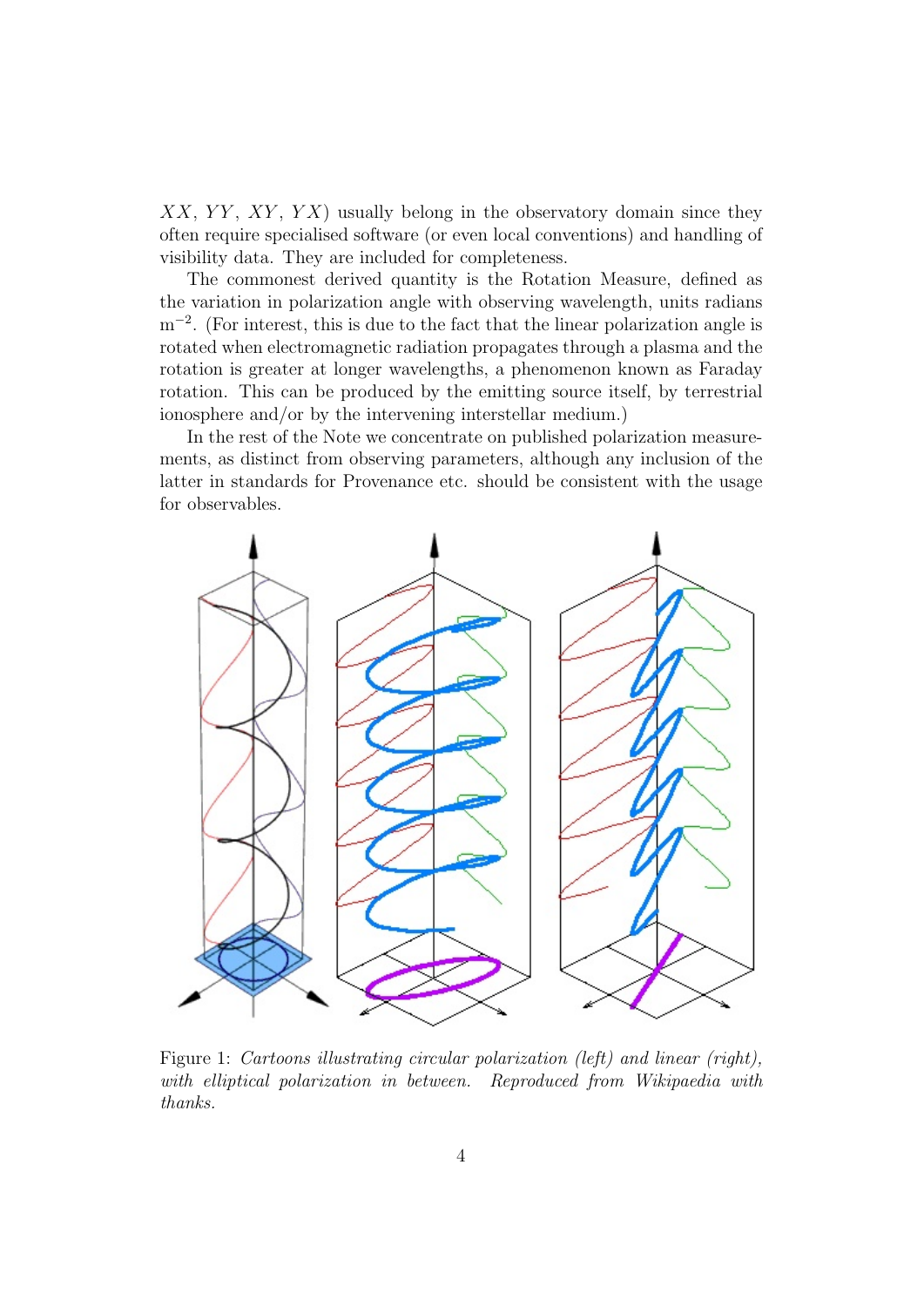$XX$, $YY$, $XY$, $YX$) usually belong in the observatory domain since they often require specialised software (or even local conventions) and handling of visibility data. They are included for completeness.

The commonest derived quantity is the Rotation Measure, defined as the variation in polarization angle with observing wavelength, units radians $\mathrm{m}^{-2}$. (For interest, this is due to the fact that the linear polarization angle is rotated when electromagnetic radiation propagates through a plasma and the rotation is greater at longer wavelengths, a phenomenon known as Faraday rotation. This can be produced by the emitting source itself, by terrestrial ionosphere and/or by the intervening interstellar medium.)

In the rest of the Note we concentrate on published polarization measurements, as distinct from observing parameters, although any inclusion of the latter in standards for Provenance etc. should be consistent with the usage for observables.

Figure 1: *Cartoons illustrating circular polarization (left) and linear (right), with elliptical polarization in between. Reproduced from Wikipaedia with thanks.*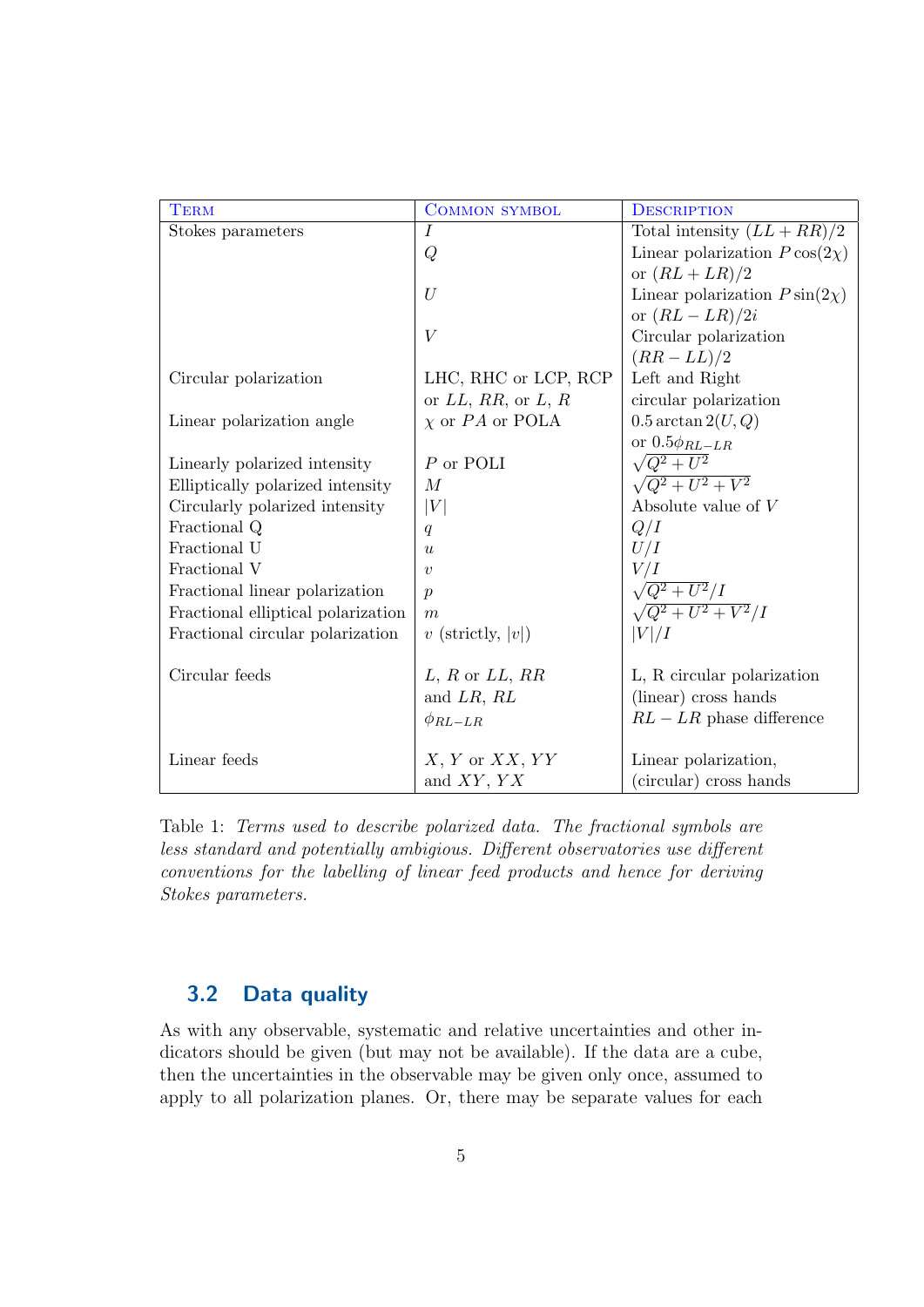| Term | Common symbol | Description |
|---|---|---|
| Stokes parameters | $I$ | Total intensity $(LL+RR)/2$ |
| | $Q$ | Linear polarization $P\cos(2\chi)$ or $(RL+LR)/2$ |
| | $U$ | Linear polarization $P\sin(2\chi)$ or $(RL-LR)/2i$ |
| | $V$ | Circular polarization $(RR-LL)/2$ |
| Circular polarization | LHC, RHC or LCP, RCP or $LL$, $RR$, or $L$, $R$ | Left and Right circular polarization |
| Linear polarization angle | $\chi$ or $PA$ or POLA | $0.5\arctan 2(U,Q)$ or $0.5\phi_{RL-LR}$ |
| Linearly polarized intensity | $P$ or POLI | $\sqrt{Q^2+U^2}$ |
| Elliptically polarized intensity | $M$ | $\sqrt{Q^2+U^2+V^2}$ |
| Circularly polarized intensity | $\|V\|$ | Absolute value of $V$ |
| Fractional Q | $q$ | $Q/I$ |
| Fractional U | $u$ | $U/I$ |
| Fractional V | $v$ | $V/I$ |
| Fractional linear polarization | $p$ | $\sqrt{Q^2+U^2}/I$ |
| Fractional elliptical polarization | $m$ | $\sqrt{Q^2+U^2+V^2}/I$ |
| Fractional circular polarization | $v$ (strictly, $\|v\|$) | $\|V\|/I$ |
| Circular feeds | $L$, $R$ or $LL$, $RR$ | L, R circular polarization |
| | and $LR$, $RL$ | (linear) cross hands |
| | $\phi_{RL-LR}$ | $RL-LR$ phase difference |
| Linear feeds | $X$, $Y$ or $XX$, $YY$ | Linear polarization, |
| | and $XY$, $YX$ | (circular) cross hands |

Table 1: *Terms used to describe polarized data. The fractional symbols are less standard and potentially ambigious. Different observatories use different conventions for the labelling of linear feed products and hence for deriving Stokes parameters.*

## 3.2 Data quality

As with any observable, systematic and relative uncertainties and other indicators should be given (but may not be available). If the data are a cube, then the uncertainties in the observable may be given only once, assumed to apply to all polarization planes. Or, there may be separate values for each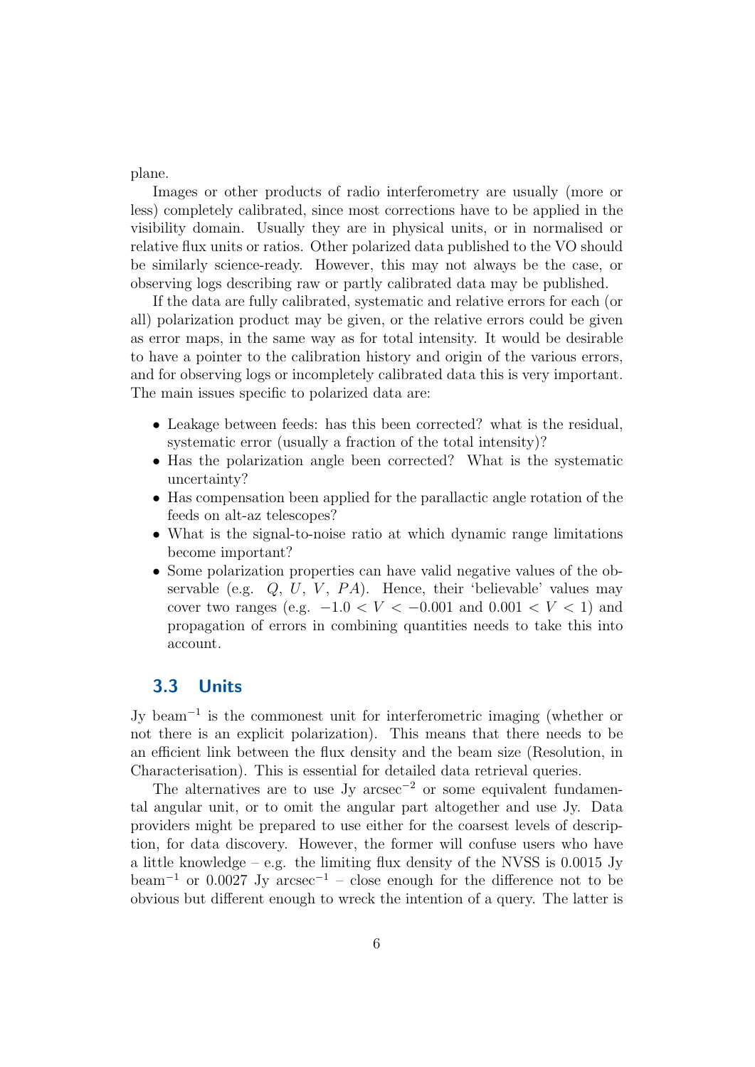plane.

Images or other products of radio interferometry are usually (more or less) completely calibrated, since most corrections have to be applied in the visibility domain. Usually they are in physical units, or in normalised or relative flux units or ratios. Other polarized data published to the VO should be similarly science-ready. However, this may not always be the case, or observing logs describing raw or partly calibrated data may be published.

If the data are fully calibrated, systematic and relative errors for each (or all) polarization product may be given, or the relative errors could be given as error maps, in the same way as for total intensity. It would be desirable to have a pointer to the calibration history and origin of the various errors, and for observing logs or incompletely calibrated data this is very important. The main issues specific to polarized data are:

- Leakage between feeds: has this been corrected? what is the residual, systematic error (usually a fraction of the total intensity)?
- Has the polarization angle been corrected? What is the systematic uncertainty?
- Has compensation been applied for the parallactic angle rotation of the feeds on alt-az telescopes?
- What is the signal-to-noise ratio at which dynamic range limitations become important?
- Some polarization properties can have valid negative values of the observable (e.g. $Q$, $U$, $V$, $PA$). Hence, their 'believable' values may cover two ranges (e.g. $-1.0 < V < -0.001$ and $0.001 < V < 1$) and propagation of errors in combining quantities needs to take this into account.

## 3.3 Units

Jy beam$^{-1}$ is the commonest unit for interferometric imaging (whether or not there is an explicit polarization). This means that there needs to be an efficient link between the flux density and the beam size (Resolution, in Characterisation). This is essential for detailed data retrieval queries.

The alternatives are to use Jy arcsec$^{-2}$ or some equivalent fundamental angular unit, or to omit the angular part altogether and use Jy. Data providers might be prepared to use either for the coarsest levels of description, for data discovery. However, the former will confuse users who have a little knowledge – e.g. the limiting flux density of the NVSS is 0.0015 Jy beam$^{-1}$ or 0.0027 Jy arcsec$^{-1}$ – close enough for the difference not to be obvious but different enough to wreck the intention of a query. The latter is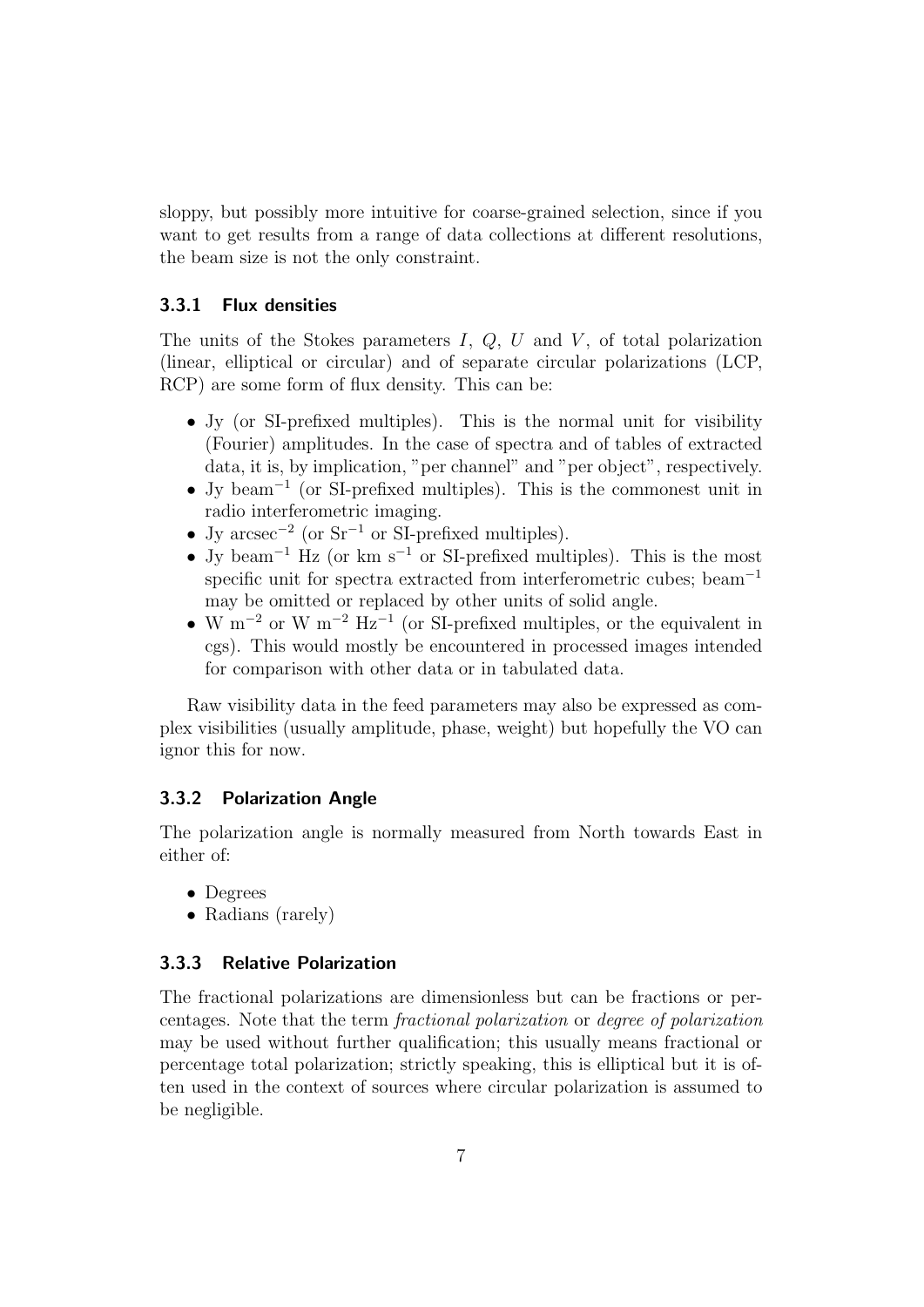sloppy, but possibly more intuitive for coarse-grained selection, since if you want to get results from a range of data collections at different resolutions, the beam size is not the only constraint.

### 3.3.1 Flux densities

The units of the Stokes parameters $I$, $Q$, $U$ and $V$, of total polarization (linear, elliptical or circular) and of separate circular polarizations (LCP, RCP) are some form of flux density. This can be:

- Jy (or SI-prefixed multiples). This is the normal unit for visibility (Fourier) amplitudes. In the case of spectra and of tables of extracted data, it is, by implication, "per channel" and "per object", respectively.
- Jy beam$^{-1}$ (or SI-prefixed multiples). This is the commonest unit in radio interferometric imaging.
- Jy arcsec$^{-2}$ (or Sr$^{-1}$ or SI-prefixed multiples).
- Jy beam$^{-1}$ Hz (or km s$^{-1}$ or SI-prefixed multiples). This is the most specific unit for spectra extracted from interferometric cubes; beam$^{-1}$ may be omitted or replaced by other units of solid angle.
- W m$^{-2}$ or W m$^{-2}$ Hz$^{-1}$ (or SI-prefixed multiples, or the equivalent in cgs). This would mostly be encountered in processed images intended for comparison with other data or in tabulated data.

Raw visibility data in the feed parameters may also be expressed as complex visibilities (usually amplitude, phase, weight) but hopefully the VO can ignor this for now.

### 3.3.2 Polarization Angle

The polarization angle is normally measured from North towards East in either of:

- Degrees
- Radians (rarely)

### 3.3.3 Relative Polarization

The fractional polarizations are dimensionless but can be fractions or percentages. Note that the term *fractional polarization* or *degree of polarization* may be used without further qualification; this usually means fractional or percentage total polarization; strictly speaking, this is elliptical but it is often used in the context of sources where circular polarization is assumed to be negligible.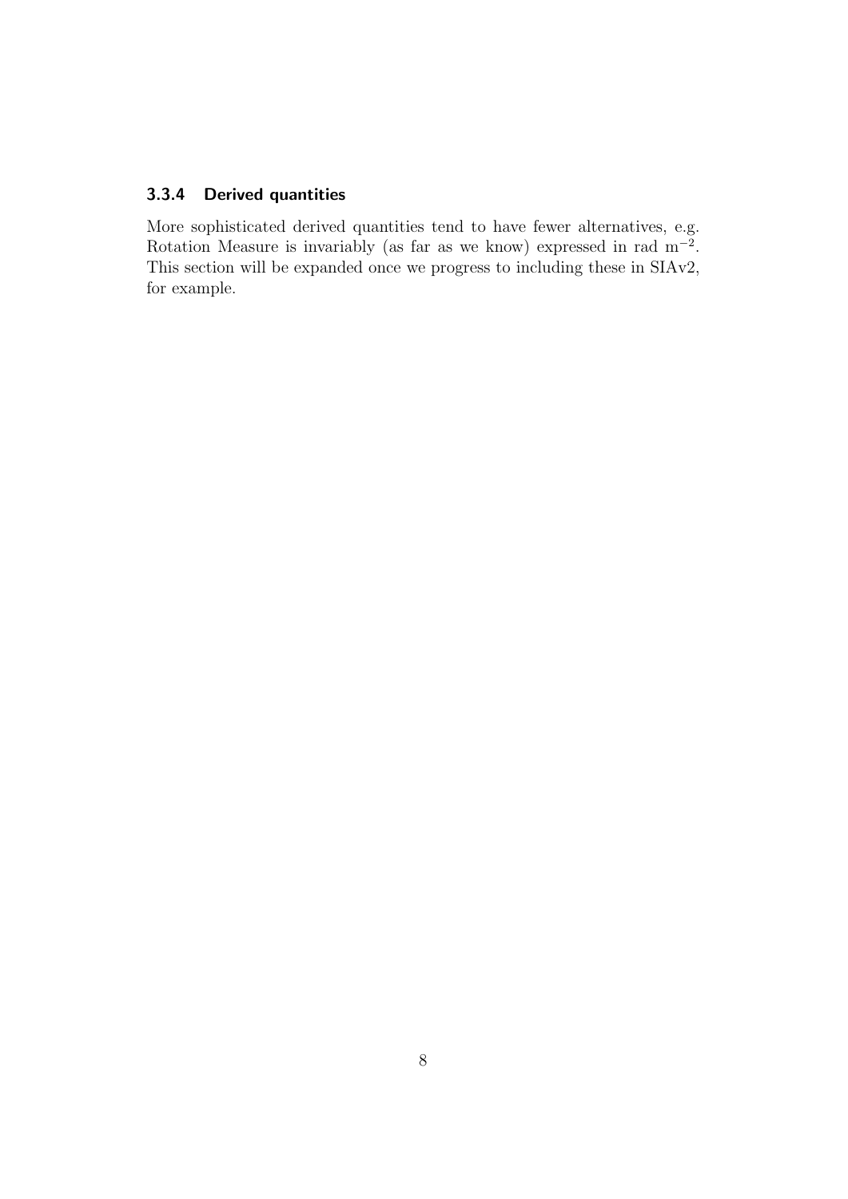#### 3.3.4 Derived quantities

More sophisticated derived quantities tend to have fewer alternatives, e.g. Rotation Measure is invariably (as far as we know) expressed in rad $m^{-2}$. This section will be expanded once we progress to including these in SIAv2, for example.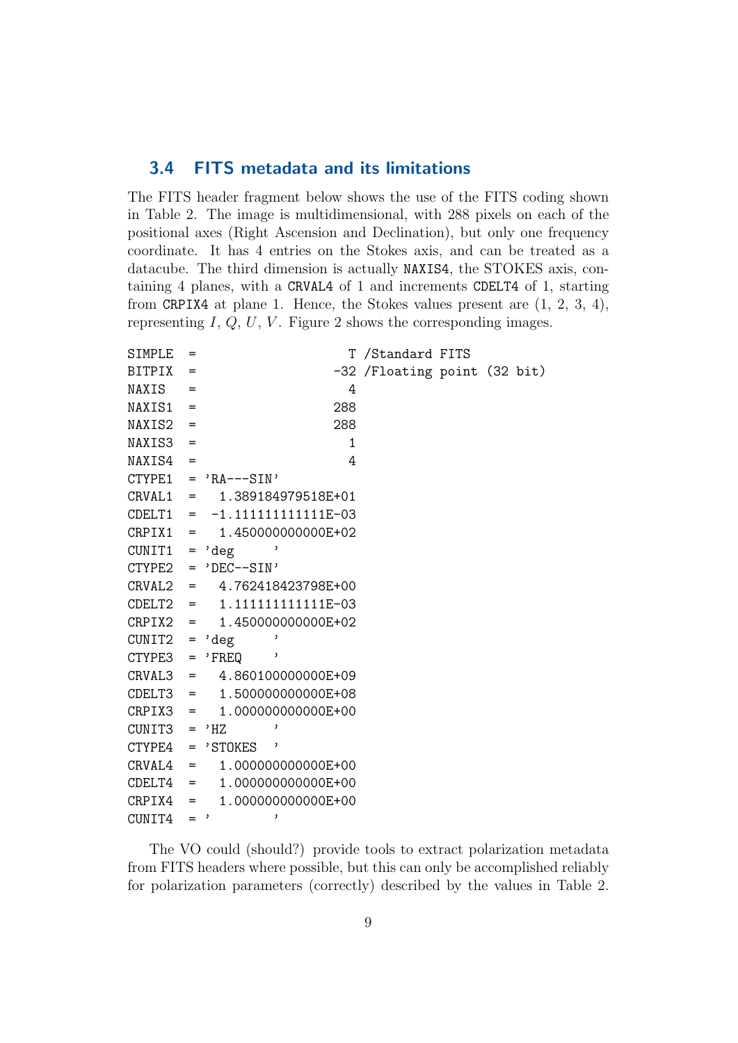### 3.4 FITS metadata and its limitations

The FITS header fragment below shows the use of the FITS coding shown in Table 2. The image is multidimensional, with 288 pixels on each of the positional axes (Right Ascension and Declination), but only one frequency coordinate. It has 4 entries on the Stokes axis, and can be treated as a datacube. The third dimension is actually `NAXIS4`, the STOKES axis, containing 4 planes, with a `CRVAL4` of 1 and increments `CDELT4` of 1, starting from `CRPIX4` at plane 1. Hence, the Stokes values present are (1, 2, 3, 4), representing $I$, $Q$, $U$, $V$. Figure 2 shows the corresponding images.

```
SIMPLE  =                    T /Standard FITS
BITPIX  =                  -32 /Floating point (32 bit)
NAXIS   =                    4
NAXIS1  =                  288
NAXIS2  =                  288
NAXIS3  =                    1
NAXIS4  =                    4
CTYPE1  = 'RA---SIN'
CRVAL1  =   1.389184979518E+01
CDELT1  =  -1.111111111111E-03
CRPIX1  =   1.450000000000E+02
CUNIT1  = 'deg     '
CTYPE2  = 'DEC--SIN'
CRVAL2  =   4.762418423798E+00
CDELT2  =   1.111111111111E-03
CRPIX2  =   1.450000000000E+02
CUNIT2  = 'deg     '
CTYPE3  = 'FREQ    '
CRVAL3  =   4.860100000000E+09
CDELT3  =   1.500000000000E+08
CRPIX3  =   1.000000000000E+00
CUNIT3  = 'HZ      '
CTYPE4  = 'STOKES  '
CRVAL4  =   1.000000000000E+00
CDELT4  =   1.000000000000E+00
CRPIX4  =   1.000000000000E+00
CUNIT4  = '        '
```

The VO could (should?) provide tools to extract polarization metadata from FITS headers where possible, but this can only be accomplished reliably for polarization parameters (correctly) described by the values in Table 2.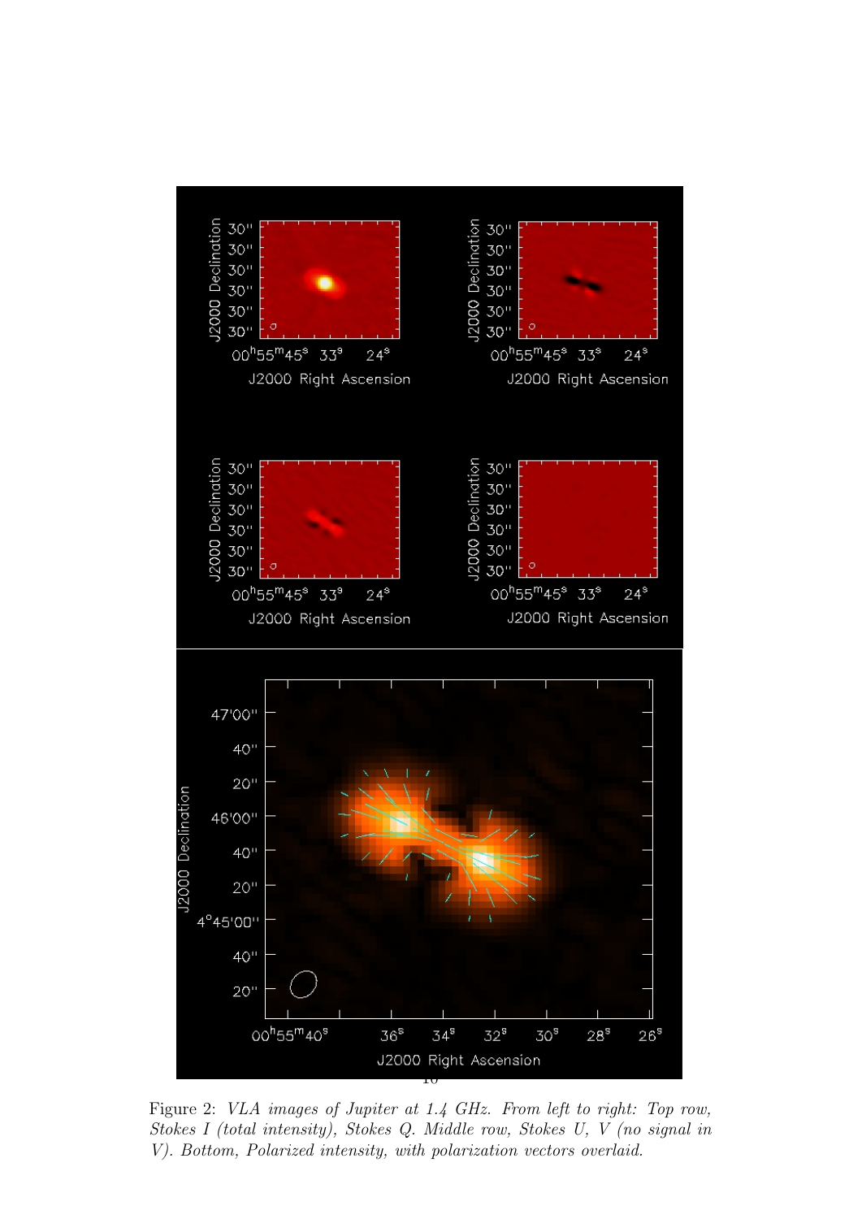Figure 2: *VLA images of Jupiter at 1.4 GHz. From left to right: Top row, Stokes I (total intensity), Stokes Q. Middle row, Stokes U, V (no signal in V). Bottom, Polarized intensity, with polarization vectors overlaid.*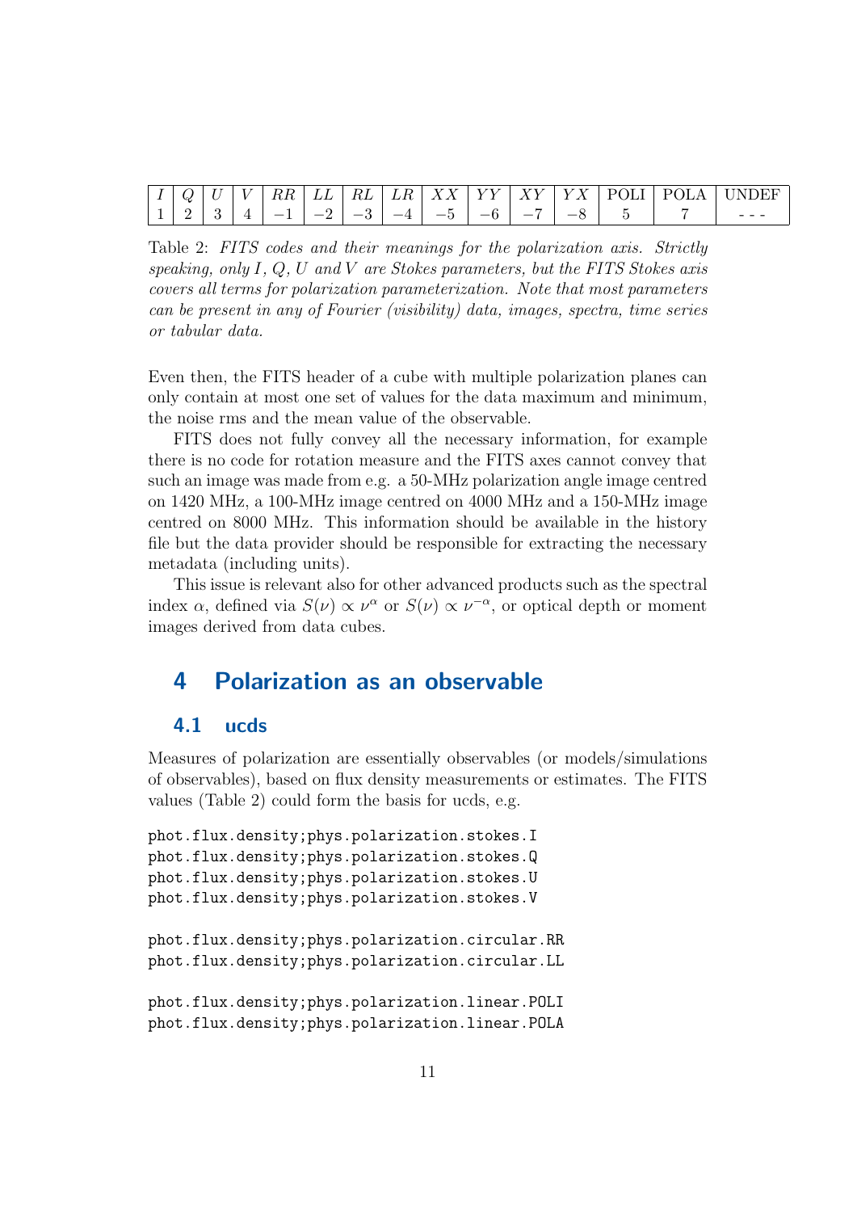| $I$ | $Q$ | $U$ | $V$ | $RR$ | $LL$ | $RL$ | $LR$ | $XX$ | $YY$ | $XY$ | $YX$ | POLI | POLA | UNDEF |
|---|---|---|---|---|---|---|---|---|---|---|---|---|---|---|
| 1 | 2 | 3 | 4 | $-1$ | $-2$ | $-3$ | $-4$ | $-5$ | $-6$ | $-7$ | $-8$ | 5 | 7 | - - - |

Table 2: *FITS codes and their meanings for the polarization axis. Strictly speaking, only $I$, $Q$, $U$ and $V$ are Stokes parameters, but the FITS Stokes axis covers all terms for polarization parameterization. Note that most parameters can be present in any of Fourier (visibility) data, images, spectra, time series or tabular data.*

Even then, the FITS header of a cube with multiple polarization planes can only contain at most one set of values for the data maximum and minimum, the noise rms and the mean value of the observable.

FITS does not fully convey all the necessary information, for example there is no code for rotation measure and the FITS axes cannot convey that such an image was made from e.g. a 50-MHz polarization angle image centred on 1420 MHz, a 100-MHz image centred on 4000 MHz and a 150-MHz image centred on 8000 MHz. This information should be available in the history file but the data provider should be responsible for extracting the necessary metadata (including units).

This issue is relevant also for other advanced products such as the spectral index $\alpha$, defined via $S(\nu) \propto \nu^{\alpha}$ or $S(\nu) \propto \nu^{-\alpha}$, or optical depth or moment images derived from data cubes.

# 4 Polarization as an observable

## 4.1 ucds

Measures of polarization are essentially observables (or models/simulations of observables), based on flux density measurements or estimates. The FITS values (Table 2) could form the basis for ucds, e.g.

```
phot.flux.density;phys.polarization.stokes.I
phot.flux.density;phys.polarization.stokes.Q
phot.flux.density;phys.polarization.stokes.U
phot.flux.density;phys.polarization.stokes.V

phot.flux.density;phys.polarization.circular.RR
phot.flux.density;phys.polarization.circular.LL

phot.flux.density;phys.polarization.linear.POLI
phot.flux.density;phys.polarization.linear.POLA
```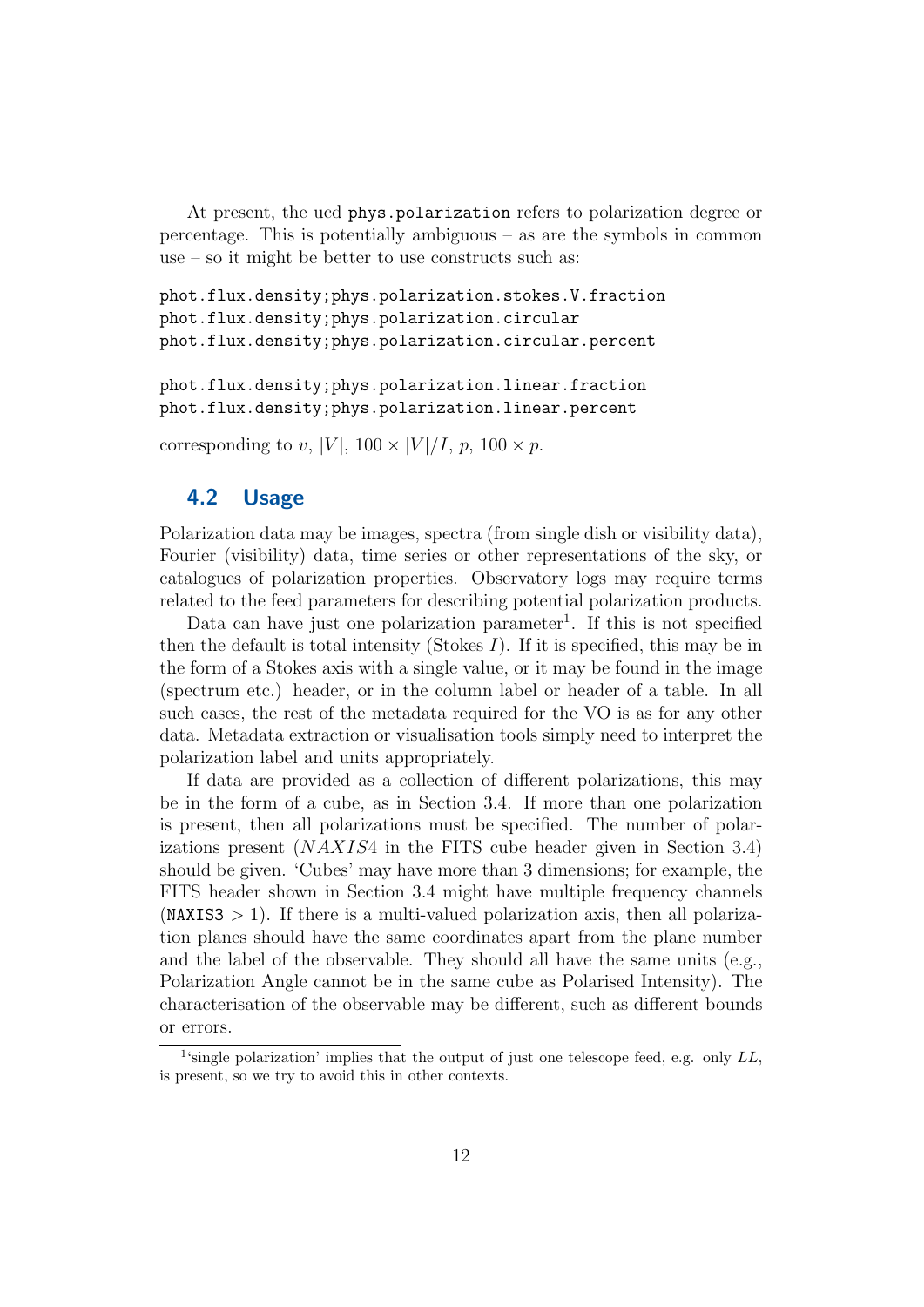At present, the ucd `phys.polarization` refers to polarization degree or percentage. This is potentially ambiguous – as are the symbols in common use – so it might be better to use constructs such as:

```
phot.flux.density;phys.polarization.stokes.V.fraction
phot.flux.density;phys.polarization.circular
phot.flux.density;phys.polarization.circular.percent

phot.flux.density;phys.polarization.linear.fraction
phot.flux.density;phys.polarization.linear.percent
```

corresponding to $v$, $|V|$, $100 \times |V|/I$, $p$, $100 \times p$.

## 4.2 Usage

Polarization data may be images, spectra (from single dish or visibility data), Fourier (visibility) data, time series or other representations of the sky, or catalogues of polarization properties. Observatory logs may require terms related to the feed parameters for describing potential polarization products.

Data can have just one polarization parameter[1]. If this is not specified then the default is total intensity (Stokes $I$). If it is specified, this may be in the form of a Stokes axis with a single value, or it may be found in the image (spectrum etc.) header, or in the column label or header of a table. In all such cases, the rest of the metadata required for the VO is as for any other data. Metadata extraction or visualisation tools simply need to interpret the polarization label and units appropriately.

If data are provided as a collection of different polarizations, this may be in the form of a cube, as in Section 3.4. If more than one polarization is present, then all polarizations must be specified. The number of polarizations present ($NAXIS4$ in the FITS cube header given in Section 3.4) should be given. 'Cubes' may have more than 3 dimensions; for example, the FITS header shown in Section 3.4 might have multiple frequency channels (`NAXIS3` $> 1$). If there is a multi-valued polarization axis, then all polarization planes should have the same coordinates apart from the plane number and the label of the observable. They should all have the same units (e.g., Polarization Angle cannot be in the same cube as Polarised Intensity). The characterisation of the observable may be different, such as different bounds or errors.

[1] 'single polarization' implies that the output of just one telescope feed, e.g. only $LL$, is present, so we try to avoid this in other contexts.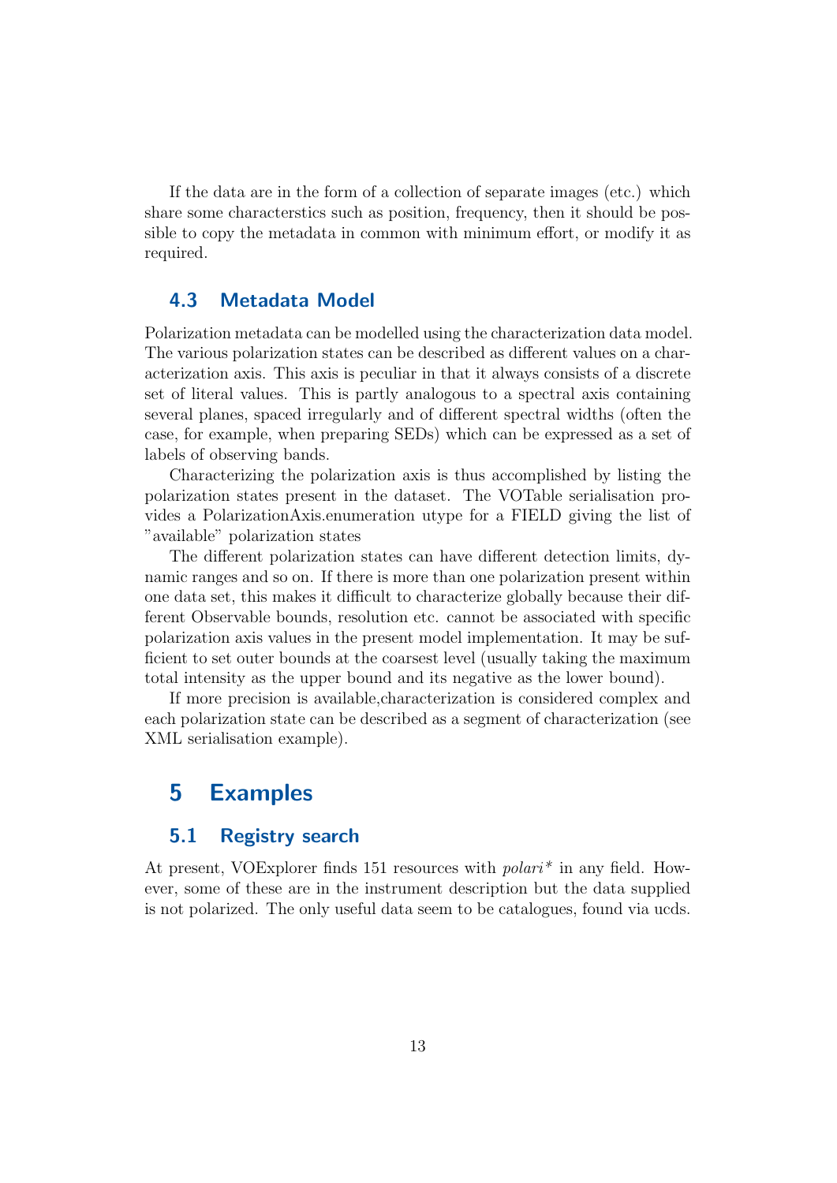If the data are in the form of a collection of separate images (etc.) which share some characterstics such as position, frequency, then it should be possible to copy the metadata in common with minimum effort, or modify it as required.

### 4.3 Metadata Model

Polarization metadata can be modelled using the characterization data model. The various polarization states can be described as different values on a characterization axis. This axis is peculiar in that it always consists of a discrete set of literal values. This is partly analogous to a spectral axis containing several planes, spaced irregularly and of different spectral widths (often the case, for example, when preparing SEDs) which can be expressed as a set of labels of observing bands.

Characterizing the polarization axis is thus accomplished by listing the polarization states present in the dataset. The VOTable serialisation provides a PolarizationAxis.enumeration utype for a FIELD giving the list of "available" polarization states

The different polarization states can have different detection limits, dynamic ranges and so on. If there is more than one polarization present within one data set, this makes it difficult to characterize globally because their different Observable bounds, resolution etc. cannot be associated with specific polarization axis values in the present model implementation. It may be sufficient to set outer bounds at the coarsest level (usually taking the maximum total intensity as the upper bound and its negative as the lower bound).

If more precision is available,characterization is considered complex and each polarization state can be described as a segment of characterization (see XML serialisation example).

## 5 Examples

### 5.1 Registry search

At present, VOExplorer finds 151 resources with *polari\** in any field. However, some of these are in the instrument description but the data supplied is not polarized. The only useful data seem to be catalogues, found via ucds.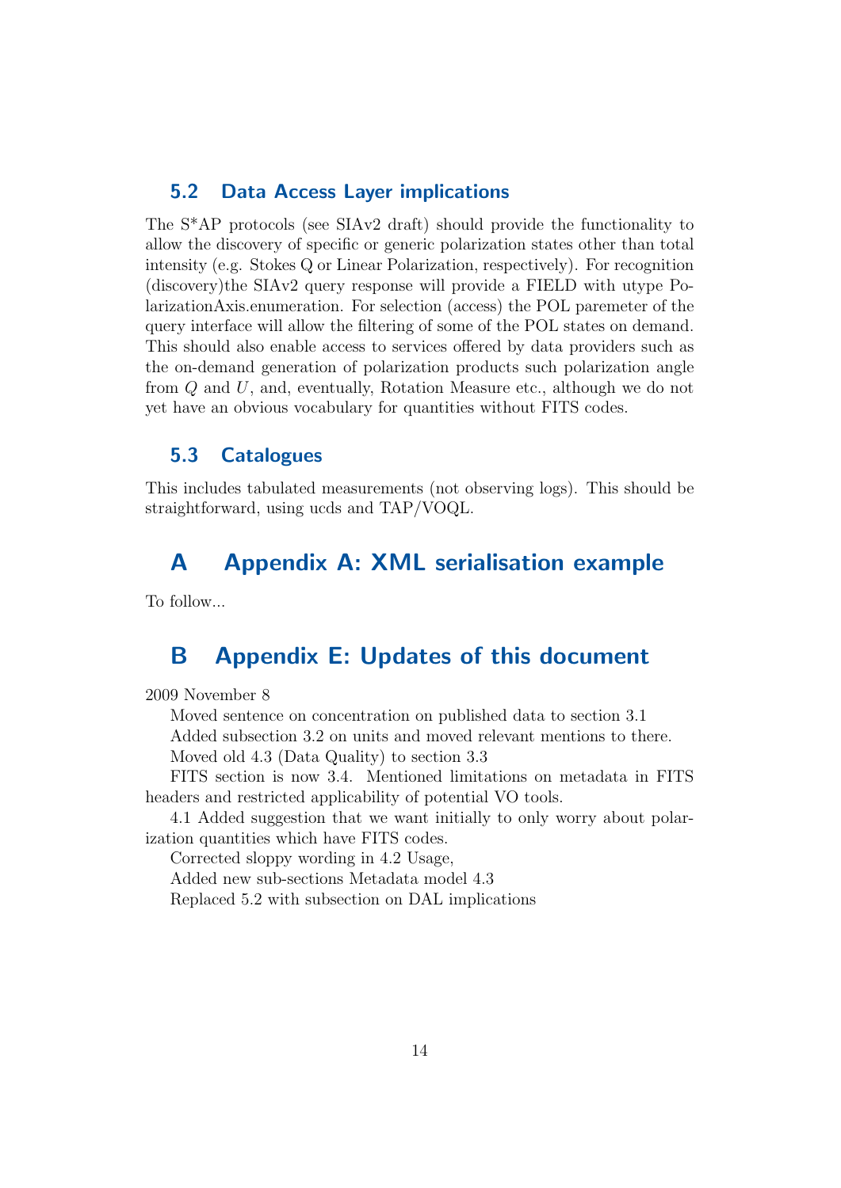## 5.2 Data Access Layer implications

The S*AP protocols (see SIAv2 draft) should provide the functionality to allow the discovery of specific or generic polarization states other than total intensity (e.g. Stokes Q or Linear Polarization, respectively). For recognition (discovery)the SIAv2 query response will provide a FIELD with utype PolarizationAxis.enumeration. For selection (access) the POL paremeter of the query interface will allow the filtering of some of the POL states on demand. This should also enable access to services offered by data providers such as the on-demand generation of polarization products such polarization angle from $Q$ and $U$, and, eventually, Rotation Measure etc., although we do not yet have an obvious vocabulary for quantities without FITS codes.

## 5.3 Catalogues

This includes tabulated measurements (not observing logs). This should be straightforward, using ucds and TAP/VOQL.

# A Appendix A: XML serialisation example

To follow...

# B Appendix E: Updates of this document

2009 November 8

Moved sentence on concentration on published data to section 3.1

Added subsection 3.2 on units and moved relevant mentions to there.

Moved old 4.3 (Data Quality) to section 3.3

FITS section is now 3.4. Mentioned limitations on metadata in FITS headers and restricted applicability of potential VO tools.

4.1 Added suggestion that we want initially to only worry about polarization quantities which have FITS codes.

Corrected sloppy wording in 4.2 Usage,

Added new sub-sections Metadata model 4.3

Replaced 5.2 with subsection on DAL implications